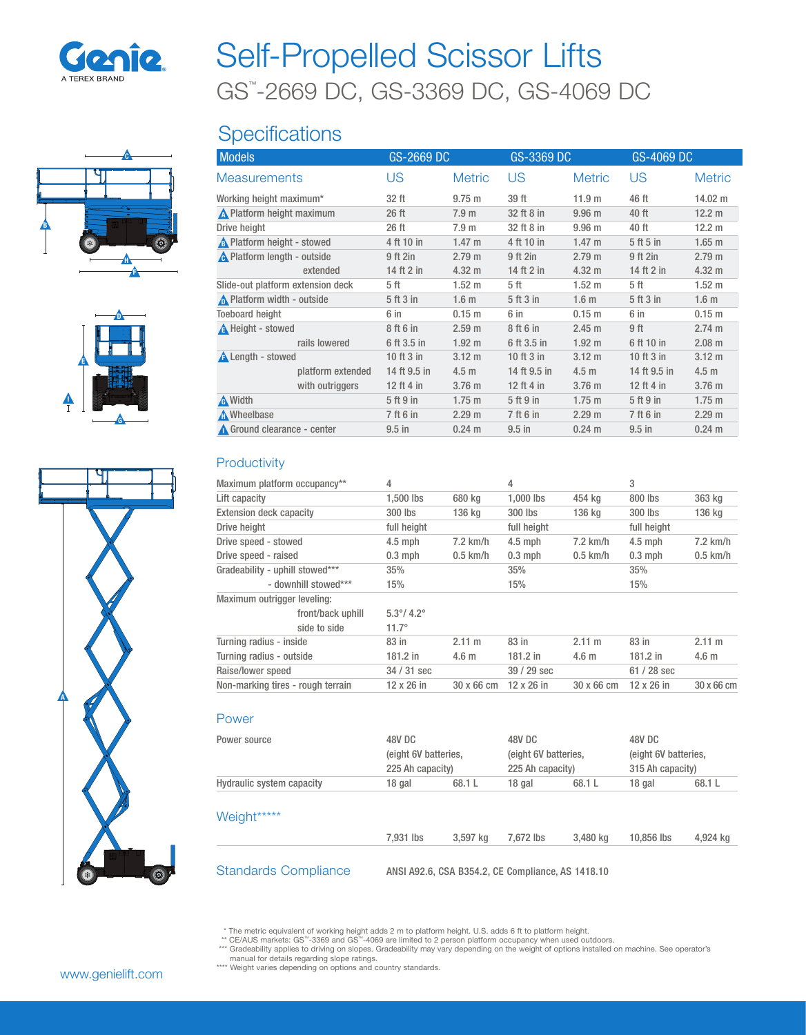Genie
A TEREX BRAND

# Self-Propelled Scissor Lifts

## GS™-2669 DC, GS-3369 DC, GS-4069 DC

## Specifications

| Models | GS-2669 DC | | GS-3369 DC | | GS-4069 DC | |
|---|---|---|---|---|---|---|
| **Measurements** | **US** | **Metric** | **US** | **Metric** | **US** | **Metric** |
| Working height maximum* | 32 ft | 9.75 m | 39 ft | 11.9 m | 46 ft | 14.02 m |
| A Platform height maximum | 26 ft | 7.9 m | 32 ft 8 in | 9.96 m | 40 ft | 12.2 m |
| Drive height | 26 ft | 7.9 m | 32 ft 8 in | 9.96 m | 40 ft | 12.2 m |
| B Platform height - stowed | 4 ft 10 in | 1.47 m | 4 ft 10 in | 1.47 m | 5 ft 5 in | 1.65 m |
| C Platform length - outside | 9 ft 2in | 2.79 m | 9 ft 2in | 2.79 m | 9 ft 2in | 2.79 m |
| extended | 14 ft 2 in | 4.32 m | 14 ft 2 in | 4.32 m | 14 ft 2 in | 4.32 m |
| Slide-out platform extension deck | 5 ft | 1.52 m | 5 ft | 1.52 m | 5 ft | 1.52 m |
| D Platform width - outside | 5 ft 3 in | 1.6 m | 5 ft 3 in | 1.6 m | 5 ft 3 in | 1.6 m |
| Toeboard height | 6 in | 0.15 m | 6 in | 0.15 m | 6 in | 0.15 m |
| E Height - stowed | 8 ft 6 in | 2.59 m | 8 ft 6 in | 2.45 m | 9 ft | 2.74 m |
| rails lowered | 6 ft 3.5 in | 1.92 m | 6 ft 3.5 in | 1.92 m | 6 ft 10 in | 2.08 m |
| F Length - stowed | 10 ft 3 in | 3.12 m | 10 ft 3 in | 3.12 m | 10 ft 3 in | 3.12 m |
| platform extended | 14 ft 9.5 in | 4.5 m | 14 ft 9.5 in | 4.5 m | 14 ft 9.5 in | 4.5 m |
| with outriggers | 12 ft 4 in | 3.76 m | 12 ft 4 in | 3.76 m | 12 ft 4 in | 3.76 m |
| G Width | 5 ft 9 in | 1.75 m | 5 ft 9 in | 1.75 m | 5 ft 9 in | 1.75 m |
| H Wheelbase | 7 ft 6 in | 2.29 m | 7 ft 6 in | 2.29 m | 7 ft 6 in | 2.29 m |
| I Ground clearance - center | 9.5 in | 0.24 m | 9.5 in | 0.24 m | 9.5 in | 0.24 m |

### Productivity

| | GS-2669 DC | | GS-3369 DC | | GS-4069 DC | |
|---|---|---|---|---|---|---|
| Maximum platform occupancy** | 4 | | 4 | | 3 | |
| Lift capacity | 1,500 lbs | 680 kg | 1,000 lbs | 454 kg | 800 lbs | 363 kg |
| Extension deck capacity | 300 lbs | 136 kg | 300 lbs | 136 kg | 300 lbs | 136 kg |
| Drive height | full height | | full height | | full height | |
| Drive speed - stowed | 4.5 mph | 7.2 km/h | 4.5 mph | 7.2 km/h | 4.5 mph | 7.2 km/h |
| Drive speed - raised | 0.3 mph | 0.5 km/h | 0.3 mph | 0.5 km/h | 0.3 mph | 0.5 km/h |
| Gradeability - uphill stowed*** | 35% | | 35% | | 35% | |
| - downhill stowed*** | 15% | | 15% | | 15% | |
| Maximum outrigger leveling: | | | | | | |
| front/back uphill | 5.3°/ 4.2° | | | | | |
| side to side | 11.7° | | | | | |
| Turning radius - inside | 83 in | 2.11 m | 83 in | 2.11 m | 83 in | 2.11 m |
| Turning radius - outside | 181.2 in | 4.6 m | 181.2 in | 4.6 m | 181.2 in | 4.6 m |
| Raise/lower speed | 34 / 31 sec | | 39 / 29 sec | | 61 / 28 sec | |
| Non-marking tires - rough terrain | 12 x 26 in | 30 x 66 cm | 12 x 26 in | 30 x 66 cm | 12 x 26 in | 30 x 66 cm |

### Power

| | GS-2669 DC | | GS-3369 DC | | GS-4069 DC | |
|---|---|---|---|---|---|---|
| Power source | 48V DC (eight 6V batteries, 225 Ah capacity) | | 48V DC (eight 6V batteries, 225 Ah capacity) | | 48V DC (eight 6V batteries, 315 Ah capacity) | |
| Hydraulic system capacity | 18 gal | 68.1 L | 18 gal | 68.1 L | 18 gal | 68.1 L |

### Weight*****

| | GS-2669 DC | | GS-3369 DC | | GS-4069 DC | |
|---|---|---|---|---|---|---|
| | 7,931 lbs | 3,597 kg | 7,672 lbs | 3,480 kg | 10,856 lbs | 4,924 kg |

### Standards Compliance

ANSI A92.6, CSA B354.2, CE Compliance, AS 1418.10

\* The metric equivalent of working height adds 2 m to platform height. U.S. adds 6 ft to platform height.
** CE/AUS markets: GS™-3369 and GS™-4069 are limited to 2 person platform occupancy when used outdoors.
*** Gradeability applies to driving on slopes. Gradeability may vary depending on the weight of options installed on machine. See operator's manual for details regarding slope ratings.
**** Weight varies depending on options and country standards.

www.genielift.com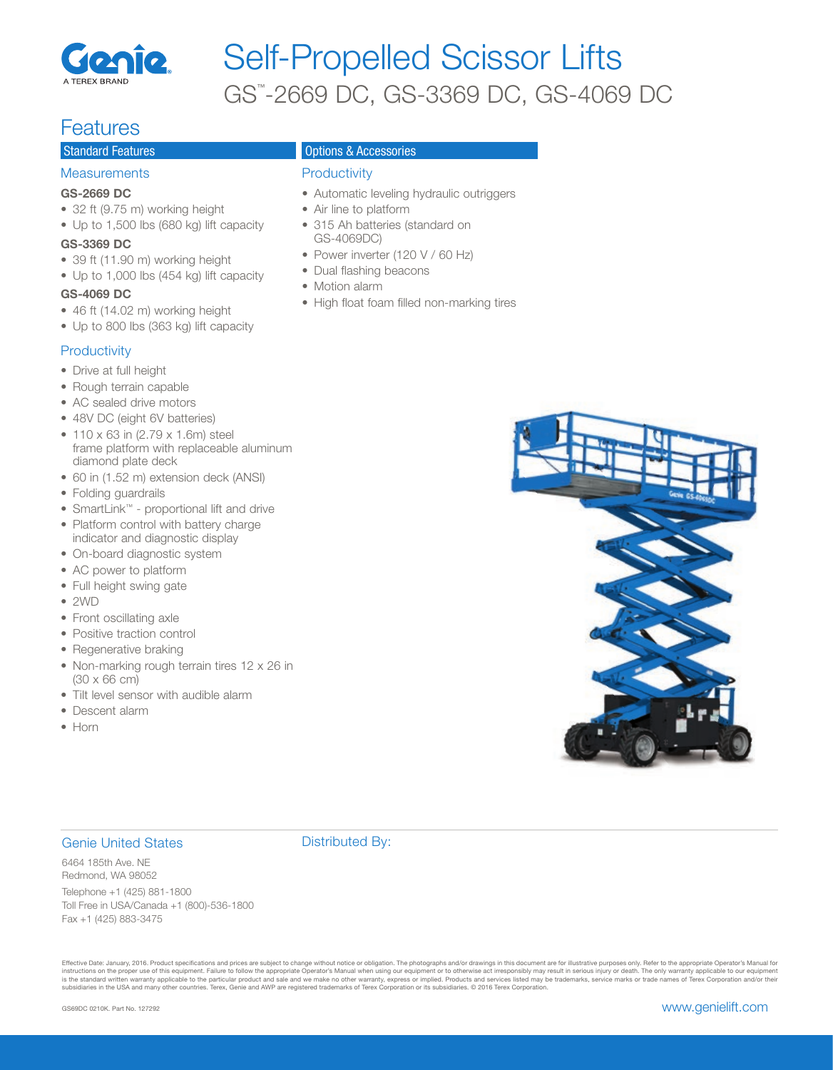# Self-Propelled Scissor Lifts

## GS™-2669 DC, GS-3369 DC, GS-4069 DC

## Features

### Standard Features

#### Measurements

**GS-2669 DC**

- 32 ft (9.75 m) working height
- Up to 1,500 lbs (680 kg) lift capacity

**GS-3369 DC**

- 39 ft (11.90 m) working height
- Up to 1,000 lbs (454 kg) lift capacity

**GS-4069 DC**

- 46 ft (14.02 m) working height
- Up to 800 lbs (363 kg) lift capacity

#### Productivity

- Drive at full height
- Rough terrain capable
- AC sealed drive motors
- 48V DC (eight 6V batteries)
- 110 x 63 in (2.79 x 1.6m) steel frame platform with replaceable aluminum diamond plate deck
- 60 in (1.52 m) extension deck (ANSI)
- Folding guardrails
- SmartLink™ - proportional lift and drive
- Platform control with battery charge indicator and diagnostic display
- On-board diagnostic system
- AC power to platform
- Full height swing gate
- 2WD
- Front oscillating axle
- Positive traction control
- Regenerative braking
- Non-marking rough terrain tires 12 x 26 in (30 x 66 cm)
- Tilt level sensor with audible alarm
- Descent alarm
- Horn

### Options & Accessories

#### Productivity

- Automatic leveling hydraulic outriggers
- Air line to platform
- 315 Ah batteries (standard on GS-4069DC)
- Power inverter (120 V / 60 Hz)
- Dual flashing beacons
- Motion alarm
- High float foam filled non-marking tires

### Genie United States

6464 185th Ave. NE
Redmond, WA 98052

Telephone +1 (425) 881-1800
Toll Free in USA/Canada +1 (800)-536-1800
Fax +1 (425) 883-3475

Distributed By:

Effective Date: January, 2016. Product specifications and prices are subject to change without notice or obligation. The photographs and/or drawings in this document are for illustrative purposes only. Refer to the appropriate Operator's Manual for instructions on the proper use of this equipment. Failure to follow the appropriate Operator's Manual when using our equipment or to otherwise act irresponsibly may result in serious injury or death. The only warranty applicable to our equipment is the standard written warranty applicable to the particular product and sale and we make no other warranty, express or implied. Products and services listed may be trademarks, service marks or trade names of Terex Corporation and/or their subsidiaries in the USA and many other countries. Terex, Genie and AWP are registered trademarks of Terex Corporation or its subsidiaries. © 2016 Terex Corporation.

GS69DC 0210K. Part No. 127292

www.genielift.com